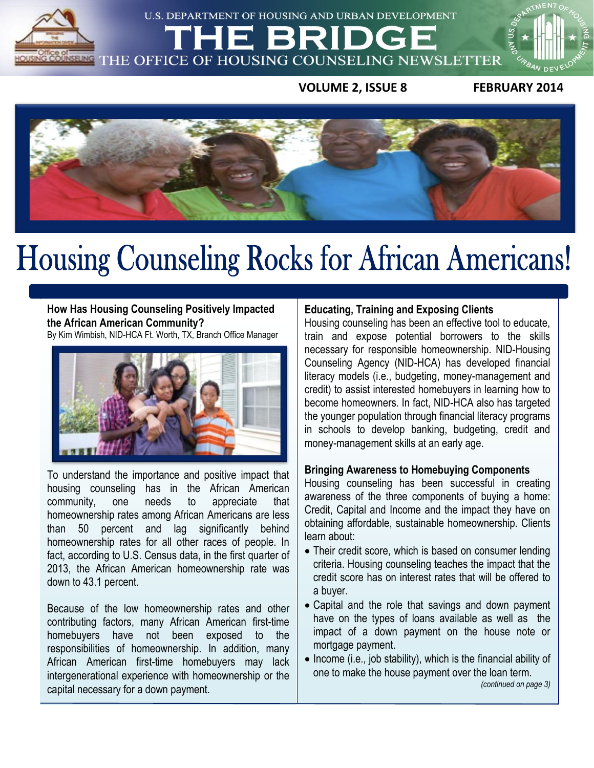U.S. DEPARTMENT OF HOUSING AND URBAN DEVELOPMENT

# THE BRIDGE

THE OFFICE OF HOUSING COUNSELING NEWSLETTER

**VOLUME 2, ISSUE 8** **FEBRUARY 2014**

# Housing Counseling Rocks for African Americans!

### How Has Housing Counseling Positively Impacted the African American Community?

By Kim Wimbish, NID-HCA Ft. Worth, TX, Branch Office Manager

To understand the importance and positive impact that housing counseling has in the African American community, one needs to appreciate that homeownership rates among African Americans are less than 50 percent and lag significantly behind homeownership rates for all other races of people. In fact, according to U.S. Census data, in the first quarter of 2013, the African American homeownership rate was down to 43.1 percent.

Because of the low homeownership rates and other contributing factors, many African American first-time homebuyers have not been exposed to the responsibilities of homeownership. In addition, many African American first-time homebuyers may lack intergenerational experience with homeownership or the capital necessary for a down payment.

### Educating, Training and Exposing Clients

Housing counseling has been an effective tool to educate, train and expose potential borrowers to the skills necessary for responsible homeownership. NID-Housing Counseling Agency (NID-HCA) has developed financial literacy models (i.e., budgeting, money-management and credit) to assist interested homebuyers in learning how to become homeowners. In fact, NID-HCA also has targeted the younger population through financial literacy programs in schools to develop banking, budgeting, credit and money-management skills at an early age.

### Bringing Awareness to Homebuying Components

Housing counseling has been successful in creating awareness of the three components of buying a home: Credit, Capital and Income and the impact they have on obtaining affordable, sustainable homeownership. Clients learn about:

- Their credit score, which is based on consumer lending criteria. Housing counseling teaches the impact that the credit score has on interest rates that will be offered to a buyer.
- Capital and the role that savings and down payment have on the types of loans available as well as the impact of a down payment on the house note or mortgage payment.
- Income (i.e., job stability), which is the financial ability of one to make the house payment over the loan term.

*(continued on page 3)*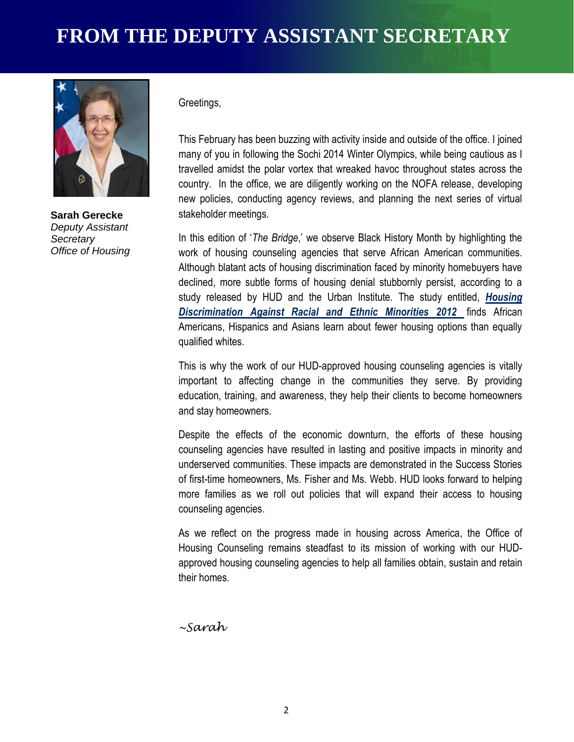# FROM THE DEPUTY ASSISTANT SECRETARY

**Sarah Gerecke**
*Deputy Assistant Secretary*
*Office of Housing*

Greetings,

This February has been buzzing with activity inside and outside of the office. I joined many of you in following the Sochi 2014 Winter Olympics, while being cautious as I travelled amidst the polar vortex that wreaked havoc throughout states across the country. In the office, we are diligently working on the NOFA release, developing new policies, conducting agency reviews, and planning the next series of virtual stakeholder meetings.

In this edition of '*The Bridge*,' we observe Black History Month by highlighting the work of housing counseling agencies that serve African American communities. Although blatant acts of housing discrimination faced by minority homebuyers have declined, more subtle forms of housing denial stubbornly persist, according to a study released by HUD and the Urban Institute. The study entitled, ***Housing Discrimination Against Racial and Ethnic Minorities 2012*** finds African Americans, Hispanics and Asians learn about fewer housing options than equally qualified whites.

This is why the work of our HUD-approved housing counseling agencies is vitally important to affecting change in the communities they serve. By providing education, training, and awareness, they help their clients to become homeowners and stay homeowners.

Despite the effects of the economic downturn, the efforts of these housing counseling agencies have resulted in lasting and positive impacts in minority and underserved communities. These impacts are demonstrated in the Success Stories of first-time homeowners, Ms. Fisher and Ms. Webb. HUD looks forward to helping more families as we roll out policies that will expand their access to housing counseling agencies.

As we reflect on the progress made in housing across America, the Office of Housing Counseling remains steadfast to its mission of working with our HUD-approved housing counseling agencies to help all families obtain, sustain and retain their homes.

*~Sarah*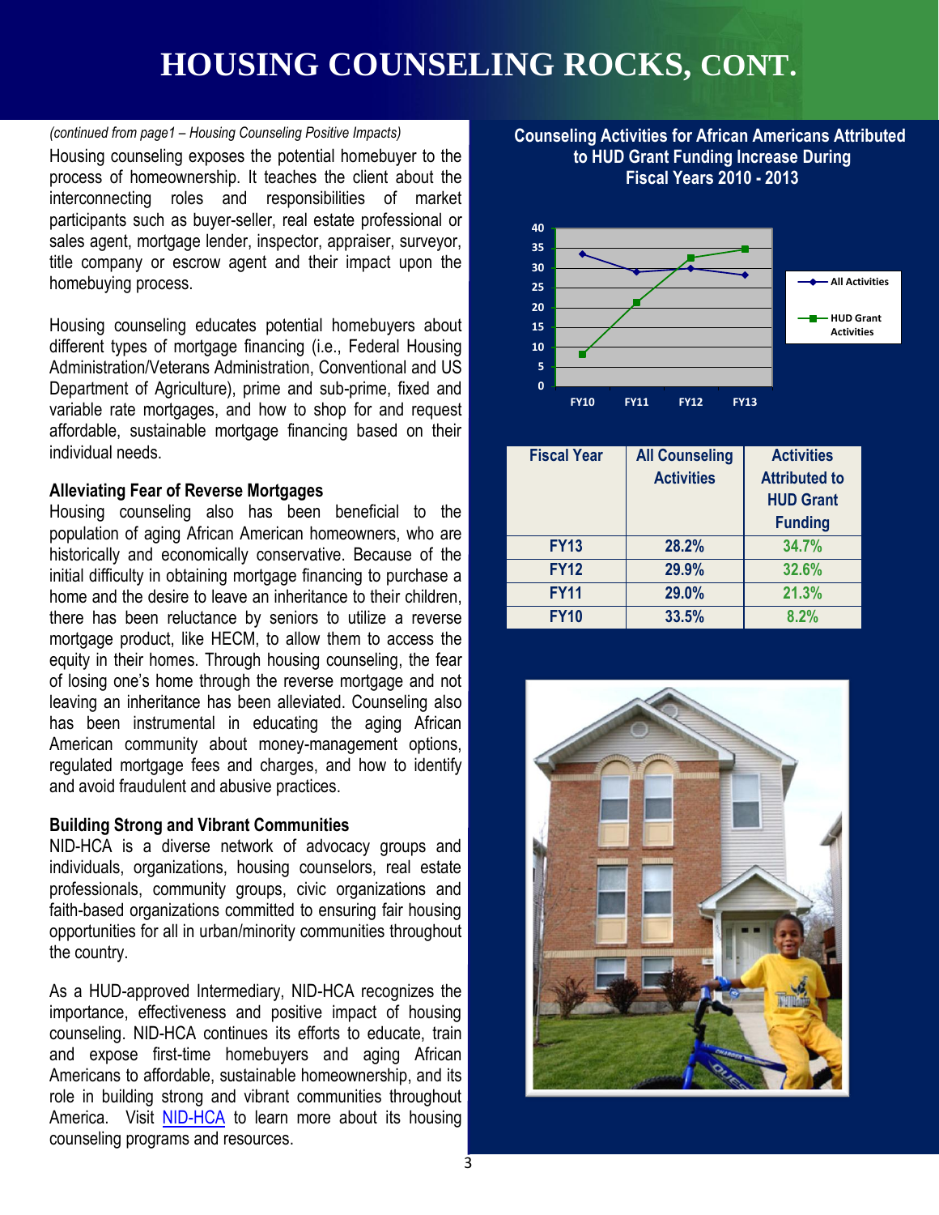# HOUSING COUNSELING ROCKS, CONT.

*(continued from page1 – Housing Counseling Positive Impacts)*

Housing counseling exposes the potential homebuyer to the process of homeownership. It teaches the client about the interconnecting roles and responsibilities of market participants such as buyer-seller, real estate professional or sales agent, mortgage lender, inspector, appraiser, surveyor, title company or escrow agent and their impact upon the homebuying process.

Housing counseling educates potential homebuyers about different types of mortgage financing (i.e., Federal Housing Administration/Veterans Administration, Conventional and US Department of Agriculture), prime and sub-prime, fixed and variable rate mortgages, and how to shop for and request affordable, sustainable mortgage financing based on their individual needs.

### Alleviating Fear of Reverse Mortgages

Housing counseling also has been beneficial to the population of aging African American homeowners, who are historically and economically conservative. Because of the initial difficulty in obtaining mortgage financing to purchase a home and the desire to leave an inheritance to their children, there has been reluctance by seniors to utilize a reverse mortgage product, like HECM, to allow them to access the equity in their homes. Through housing counseling, the fear of losing one's home through the reverse mortgage and not leaving an inheritance has been alleviated. Counseling also has been instrumental in educating the aging African American community about money-management options, regulated mortgage fees and charges, and how to identify and avoid fraudulent and abusive practices.

### Building Strong and Vibrant Communities

NID-HCA is a diverse network of advocacy groups and individuals, organizations, housing counselors, real estate professionals, community groups, civic organizations and faith-based organizations committed to ensuring fair housing opportunities for all in urban/minority communities throughout the country.

As a HUD-approved Intermediary, NID-HCA recognizes the importance, effectiveness and positive impact of housing counseling. NID-HCA continues its efforts to educate, train and expose first-time homebuyers and aging African Americans to affordable, sustainable homeownership, and its role in building strong and vibrant communities throughout America. Visit NID-HCA to learn more about its housing counseling programs and resources.

**Counseling Activities for African Americans Attributed to HUD Grant Funding Increase During Fiscal Years 2010 - 2013**

| Fiscal Year | All Counseling Activities | Activities Attributed to HUD Grant Funding |
|---|---|---|
| FY13 | 28.2% | 34.7% |
| FY12 | 29.9% | 32.6% |
| FY11 | 29.0% | 21.3% |
| FY10 | 33.5% | 8.2% |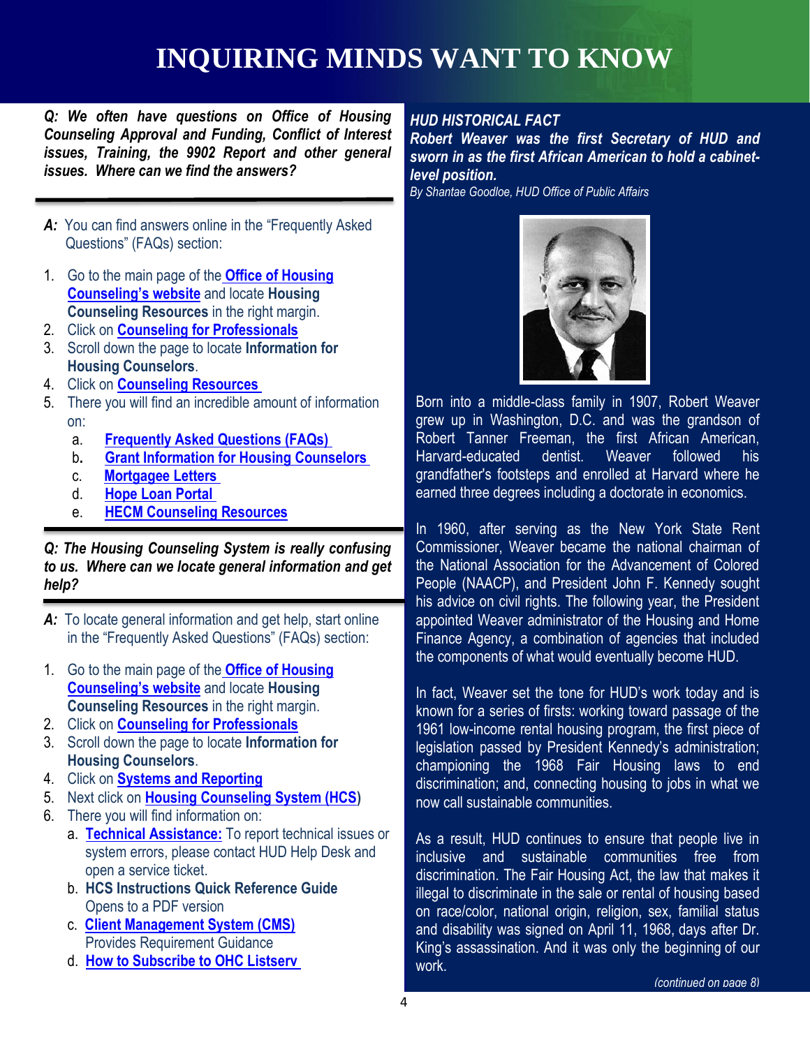# INQUIRING MINDS WANT TO KNOW

***Q: We often have questions on Office of Housing Counseling Approval and Funding, Conflict of Interest issues, Training, the 9902 Report and other general issues. Where can we find the answers?***

***A:*** You can find answers online in the "Frequently Asked Questions" (FAQs) section:

1. Go to the main page of the **Office of Housing Counseling's website** and locate **Housing Counseling Resources** in the right margin.
2. Click on **Counseling for Professionals**
3. Scroll down the page to locate **Information for Housing Counselors**.
4. Click on **Counseling Resources**
5. There you will find an incredible amount of information on:
   a. **Frequently Asked Questions (FAQs)**
   b. **Grant Information for Housing Counselors**
   c. **Mortgagee Letters**
   d. **Hope Loan Portal**
   e. **HECM Counseling Resources**

***Q: The Housing Counseling System is really confusing to us. Where can we locate general information and get help?***

***A:*** To locate general information and get help, start online in the "Frequently Asked Questions" (FAQs) section:

1. Go to the main page of the **Office of Housing Counseling's website** and locate **Housing Counseling Resources** in the right margin.
2. Click on **Counseling for Professionals**
3. Scroll down the page to locate **Information for Housing Counselors**.
4. Click on **Systems and Reporting**
5. Next click on **Housing Counseling System (HCS)**
6. There you will find information on:
   a. **Technical Assistance:** To report technical issues or system errors, please contact HUD Help Desk and open a service ticket.
   b. **HCS Instructions Quick Reference Guide** Opens to a PDF version
   c. **Client Management System (CMS)** Provides Requirement Guidance
   d. **How to Subscribe to OHC Listserv**

***HUD HISTORICAL FACT***

***Robert Weaver was the first Secretary of HUD and sworn in as the first African American to hold a cabinet-level position.***

*By Shantae Goodloe, HUD Office of Public Affairs*

Born into a middle-class family in 1907, Robert Weaver grew up in Washington, D.C. and was the grandson of Robert Tanner Freeman, the first African American, Harvard-educated dentist. Weaver followed his grandfather's footsteps and enrolled at Harvard where he earned three degrees including a doctorate in economics.

In 1960, after serving as the New York State Rent Commissioner, Weaver became the national chairman of the National Association for the Advancement of Colored People (NAACP), and President John F. Kennedy sought his advice on civil rights. The following year, the President appointed Weaver administrator of the Housing and Home Finance Agency, a combination of agencies that included the components of what would eventually become HUD.

In fact, Weaver set the tone for HUD's work today and is known for a series of firsts: working toward passage of the 1961 low-income rental housing program, the first piece of legislation passed by President Kennedy's administration; championing the 1968 Fair Housing laws to end discrimination; and, connecting housing to jobs in what we now call sustainable communities.

As a result, HUD continues to ensure that people live in inclusive and sustainable communities free from discrimination. The Fair Housing Act, the law that makes it illegal to discriminate in the sale or rental of housing based on race/color, national origin, religion, sex, familial status and disability was signed on April 11, 1968, days after Dr. King's assassination. And it was only the beginning of our work.

*(continued on page 8)*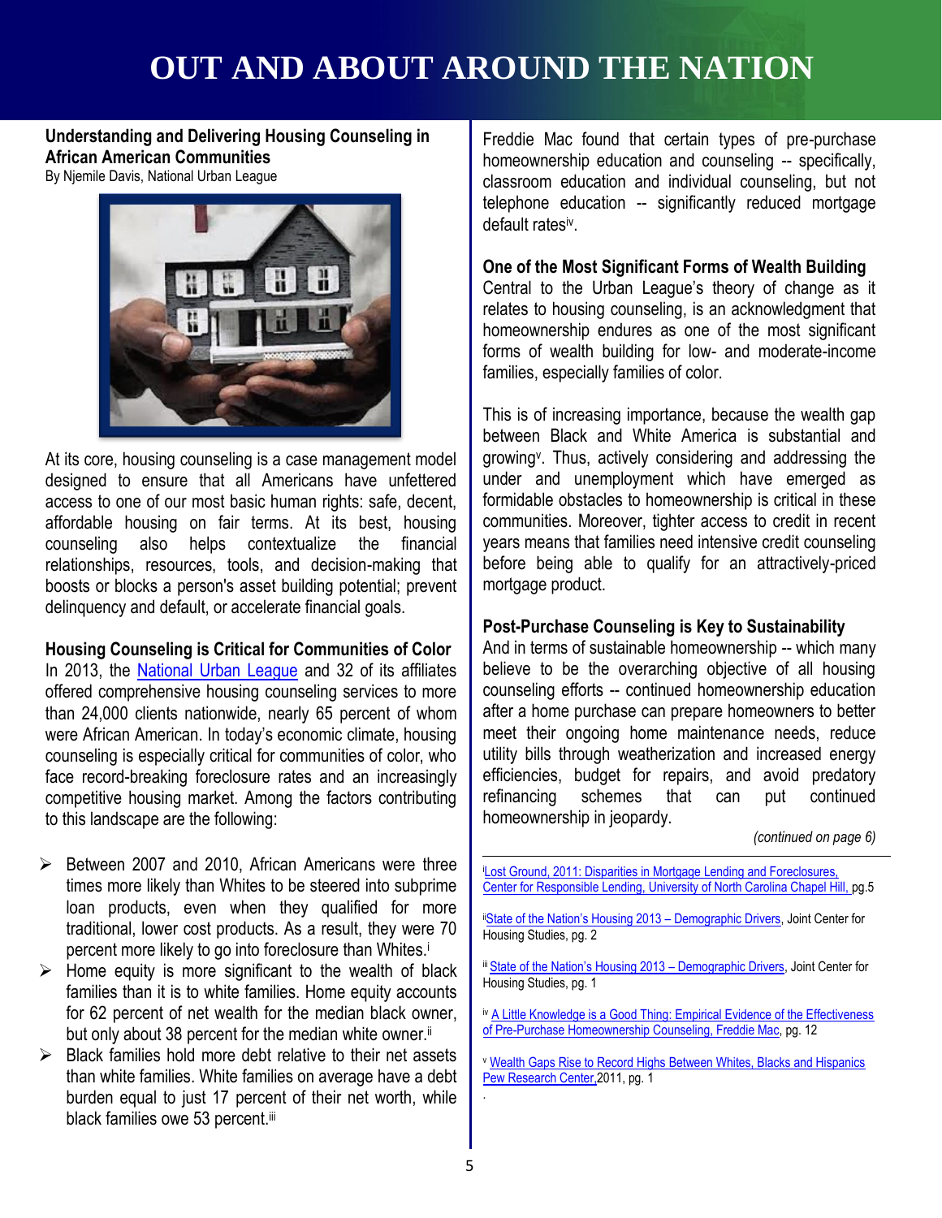# OUT AND ABOUT AROUND THE NATION

**Understanding and Delivering Housing Counseling in African American Communities**
By Njemile Davis, National Urban League

At its core, housing counseling is a case management model designed to ensure that all Americans have unfettered access to one of our most basic human rights: safe, decent, affordable housing on fair terms. At its best, housing counseling also helps contextualize the financial relationships, resources, tools, and decision-making that boosts or blocks a person's asset building potential; prevent delinquency and default, or accelerate financial goals.

**Housing Counseling is Critical for Communities of Color**

In 2013, the National Urban League and 32 of its affiliates offered comprehensive housing counseling services to more than 24,000 clients nationwide, nearly 65 percent of whom were African American. In today's economic climate, housing counseling is especially critical for communities of color, who face record-breaking foreclosure rates and an increasingly competitive housing market. Among the factors contributing to this landscape are the following:

- Between 2007 and 2010, African Americans were three times more likely than Whites to be steered into subprime loan products, even when they qualified for more traditional, lower cost products. As a result, they were 70 percent more likely to go into foreclosure than Whites.[i]
- Home equity is more significant to the wealth of black families than it is to white families. Home equity accounts for 62 percent of net wealth for the median black owner, but only about 38 percent for the median white owner.[ii]
- Black families hold more debt relative to their net assets than white families. White families on average have a debt burden equal to just 17 percent of their net worth, while black families owe 53 percent.[iii]

Freddie Mac found that certain types of pre-purchase homeownership education and counseling -- specifically, classroom education and individual counseling, but not telephone education -- significantly reduced mortgage default rates[iv].

**One of the Most Significant Forms of Wealth Building**

Central to the Urban League's theory of change as it relates to housing counseling, is an acknowledgment that homeownership endures as one of the most significant forms of wealth building for low- and moderate-income families, especially families of color.

This is of increasing importance, because the wealth gap between Black and White America is substantial and growing[v]. Thus, actively considering and addressing the under and unemployment which have emerged as formidable obstacles to homeownership is critical in these communities. Moreover, tighter access to credit in recent years means that families need intensive credit counseling before being able to qualify for an attractively-priced mortgage product.

**Post-Purchase Counseling is Key to Sustainability**

And in terms of sustainable homeownership -- which many believe to be the overarching objective of all housing counseling efforts -- continued homeownership education after a home purchase can prepare homeowners to better meet their ongoing home maintenance needs, reduce utility bills through weatherization and increased energy efficiencies, budget for repairs, and avoid predatory refinancing schemes that can put continued homeownership in jeopardy.

*(continued on page 6)*

---

[i] Lost Ground, 2011: Disparities in Mortgage Lending and Foreclosures, Center for Responsible Lending, University of North Carolina Chapel Hill, pg.5

[ii] State of the Nation's Housing 2013 – Demographic Drivers, Joint Center for Housing Studies, pg. 2

[iii] State of the Nation's Housing 2013 – Demographic Drivers, Joint Center for Housing Studies, pg. 1

[iv] A Little Knowledge is a Good Thing: Empirical Evidence of the Effectiveness of Pre-Purchase Homeownership Counseling, Freddie Mac, pg. 12

[v] Wealth Gaps Rise to Record Highs Between Whites, Blacks and Hispanics Pew Research Center, 2011, pg. 1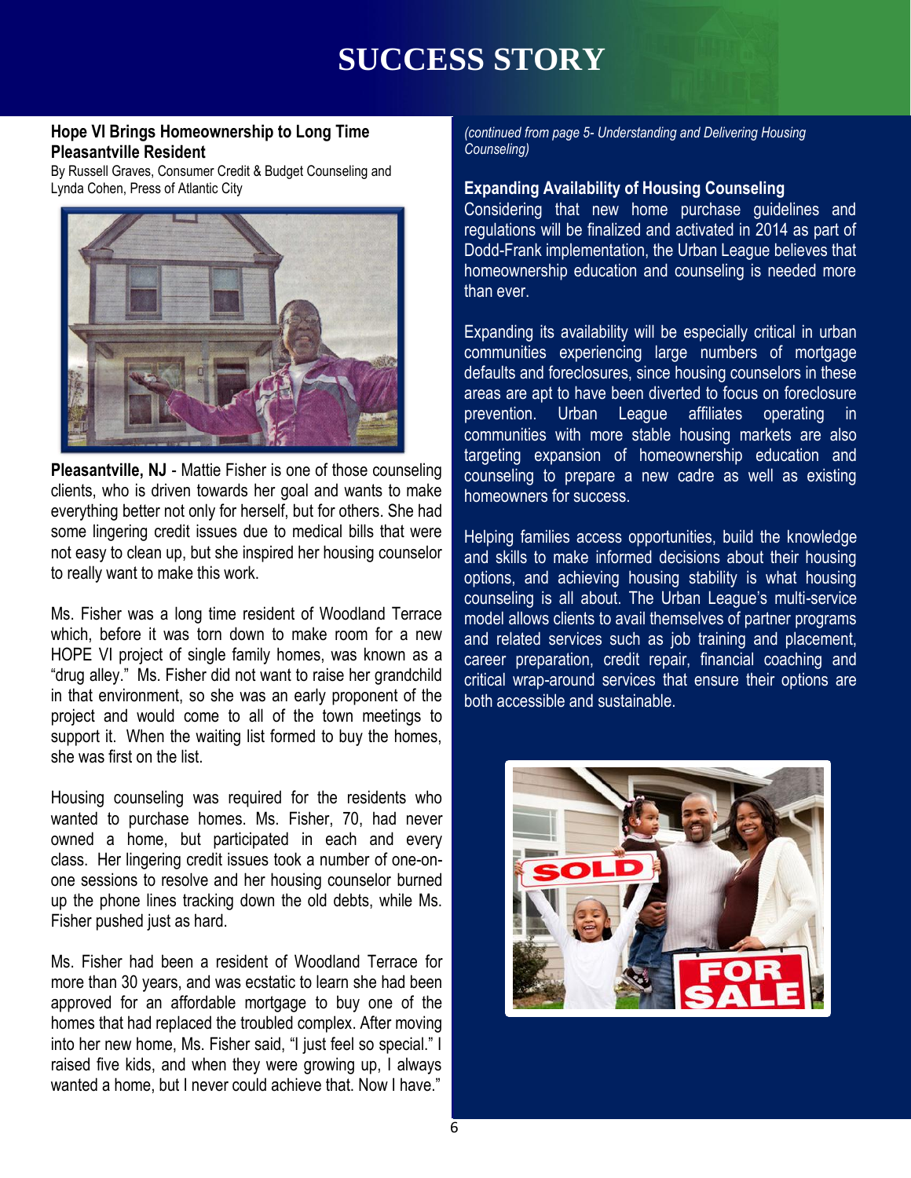# SUCCESS STORY

## Hope VI Brings Homeownership to Long Time Pleasantville Resident

By Russell Graves, Consumer Credit & Budget Counseling and Lynda Cohen, Press of Atlantic City

**Pleasantville, NJ** - Mattie Fisher is one of those counseling clients, who is driven towards her goal and wants to make everything better not only for herself, but for others. She had some lingering credit issues due to medical bills that were not easy to clean up, but she inspired her housing counselor to really want to make this work.

Ms. Fisher was a long time resident of Woodland Terrace which, before it was torn down to make room for a new HOPE VI project of single family homes, was known as a "drug alley." Ms. Fisher did not want to raise her grandchild in that environment, so she was an early proponent of the project and would come to all of the town meetings to support it. When the waiting list formed to buy the homes, she was first on the list.

Housing counseling was required for the residents who wanted to purchase homes. Ms. Fisher, 70, had never owned a home, but participated in each and every class. Her lingering credit issues took a number of one-on-one sessions to resolve and her housing counselor burned up the phone lines tracking down the old debts, while Ms. Fisher pushed just as hard.

Ms. Fisher had been a resident of Woodland Terrace for more than 30 years, and was ecstatic to learn she had been approved for an affordable mortgage to buy one of the homes that had replaced the troubled complex. After moving into her new home, Ms. Fisher said, "I just feel so special." I raised five kids, and when they were growing up, I always wanted a home, but I never could achieve that. Now I have."

*(continued from page 5- Understanding and Delivering Housing Counseling)*

## Expanding Availability of Housing Counseling

Considering that new home purchase guidelines and regulations will be finalized and activated in 2014 as part of Dodd-Frank implementation, the Urban League believes that homeownership education and counseling is needed more than ever.

Expanding its availability will be especially critical in urban communities experiencing large numbers of mortgage defaults and foreclosures, since housing counselors in these areas are apt to have been diverted to focus on foreclosure prevention. Urban League affiliates operating in communities with more stable housing markets are also targeting expansion of homeownership education and counseling to prepare a new cadre as well as existing homeowners for success.

Helping families access opportunities, build the knowledge and skills to make informed decisions about their housing options, and achieving housing stability is what housing counseling is all about. The Urban League's multi-service model allows clients to avail themselves of partner programs and related services such as job training and placement, career preparation, credit repair, financial coaching and critical wrap-around services that ensure their options are both accessible and sustainable.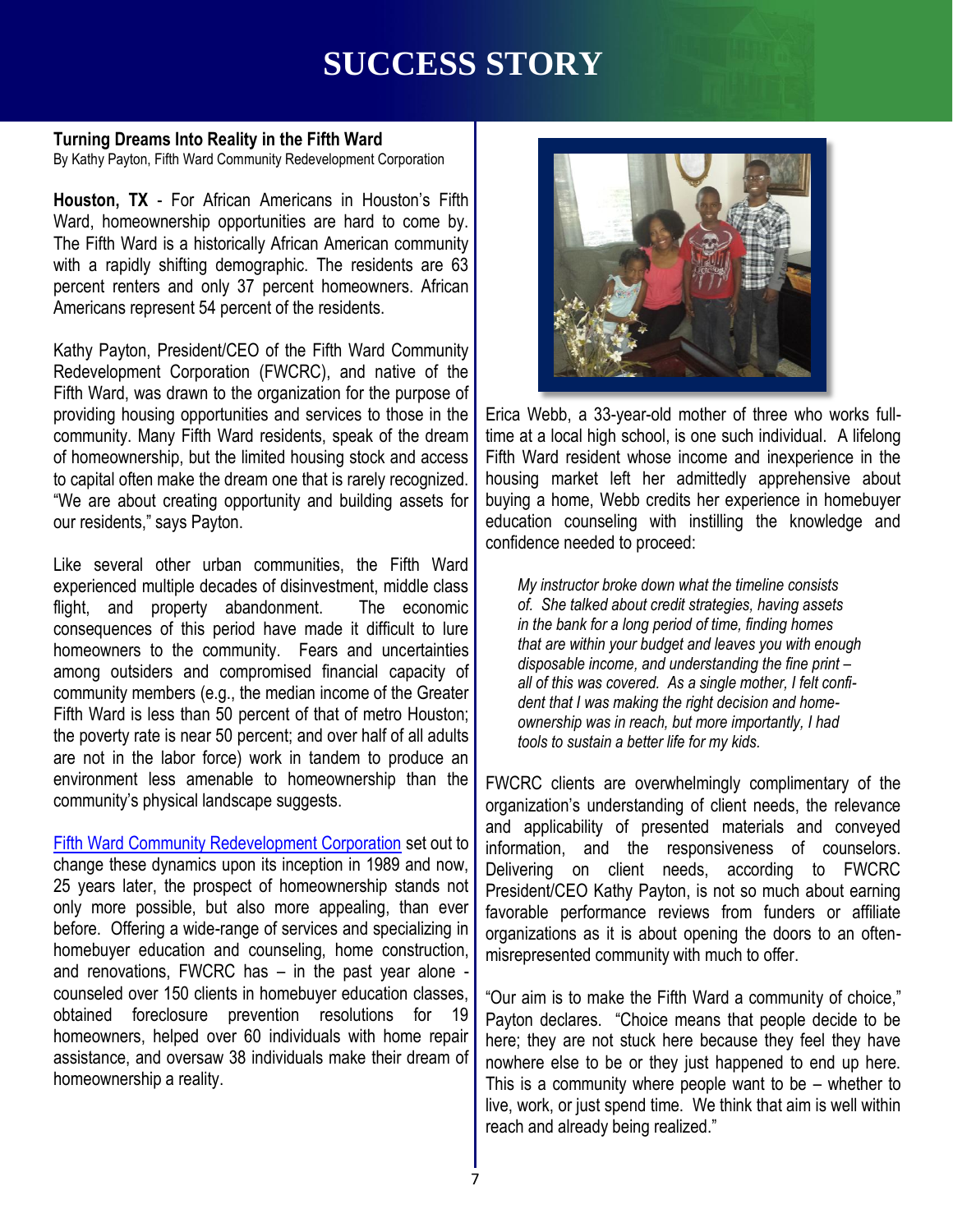# SUCCESS STORY

**Turning Dreams Into Reality in the Fifth Ward**

By Kathy Payton, Fifth Ward Community Redevelopment Corporation

**Houston, TX** - For African Americans in Houston's Fifth Ward, homeownership opportunities are hard to come by. The Fifth Ward is a historically African American community with a rapidly shifting demographic. The residents are 63 percent renters and only 37 percent homeowners. African Americans represent 54 percent of the residents.

Kathy Payton, President/CEO of the Fifth Ward Community Redevelopment Corporation (FWCRC), and native of the Fifth Ward, was drawn to the organization for the purpose of providing housing opportunities and services to those in the community. Many Fifth Ward residents, speak of the dream of homeownership, but the limited housing stock and access to capital often make the dream one that is rarely recognized. "We are about creating opportunity and building assets for our residents," says Payton.

Like several other urban communities, the Fifth Ward experienced multiple decades of disinvestment, middle class flight, and property abandonment. The economic consequences of this period have made it difficult to lure homeowners to the community. Fears and uncertainties among outsiders and compromised financial capacity of community members (e.g., the median income of the Greater Fifth Ward is less than 50 percent of that of metro Houston; the poverty rate is near 50 percent; and over half of all adults are not in the labor force) work in tandem to produce an environment less amenable to homeownership than the community's physical landscape suggests.

Fifth Ward Community Redevelopment Corporation set out to change these dynamics upon its inception in 1989 and now, 25 years later, the prospect of homeownership stands not only more possible, but also more appealing, than ever before. Offering a wide-range of services and specializing in homebuyer education and counseling, home construction, and renovations, FWCRC has – in the past year alone - counseled over 150 clients in homebuyer education classes, obtained foreclosure prevention resolutions for 19 homeowners, helped over 60 individuals with home repair assistance, and oversaw 38 individuals make their dream of homeownership a reality.

Erica Webb, a 33-year-old mother of three who works full-time at a local high school, is one such individual. A lifelong Fifth Ward resident whose income and inexperience in the housing market left her admittedly apprehensive about buying a home, Webb credits her experience in homebuyer education counseling with instilling the knowledge and confidence needed to proceed:

> *My instructor broke down what the timeline consists of. She talked about credit strategies, having assets in the bank for a long period of time, finding homes that are within your budget and leaves you with enough disposable income, and understanding the fine print – all of this was covered. As a single mother, I felt confident that I was making the right decision and homeownership was in reach, but more importantly, I had tools to sustain a better life for my kids.*

FWCRC clients are overwhelmingly complimentary of the organization's understanding of client needs, the relevance and applicability of presented materials and conveyed information, and the responsiveness of counselors. Delivering on client needs, according to FWCRC President/CEO Kathy Payton, is not so much about earning favorable performance reviews from funders or affiliate organizations as it is about opening the doors to an often-misrepresented community with much to offer.

"Our aim is to make the Fifth Ward a community of choice," Payton declares. "Choice means that people decide to be here; they are not stuck here because they feel they have nowhere else to be or they just happened to end up here. This is a community where people want to be – whether to live, work, or just spend time. We think that aim is well within reach and already being realized."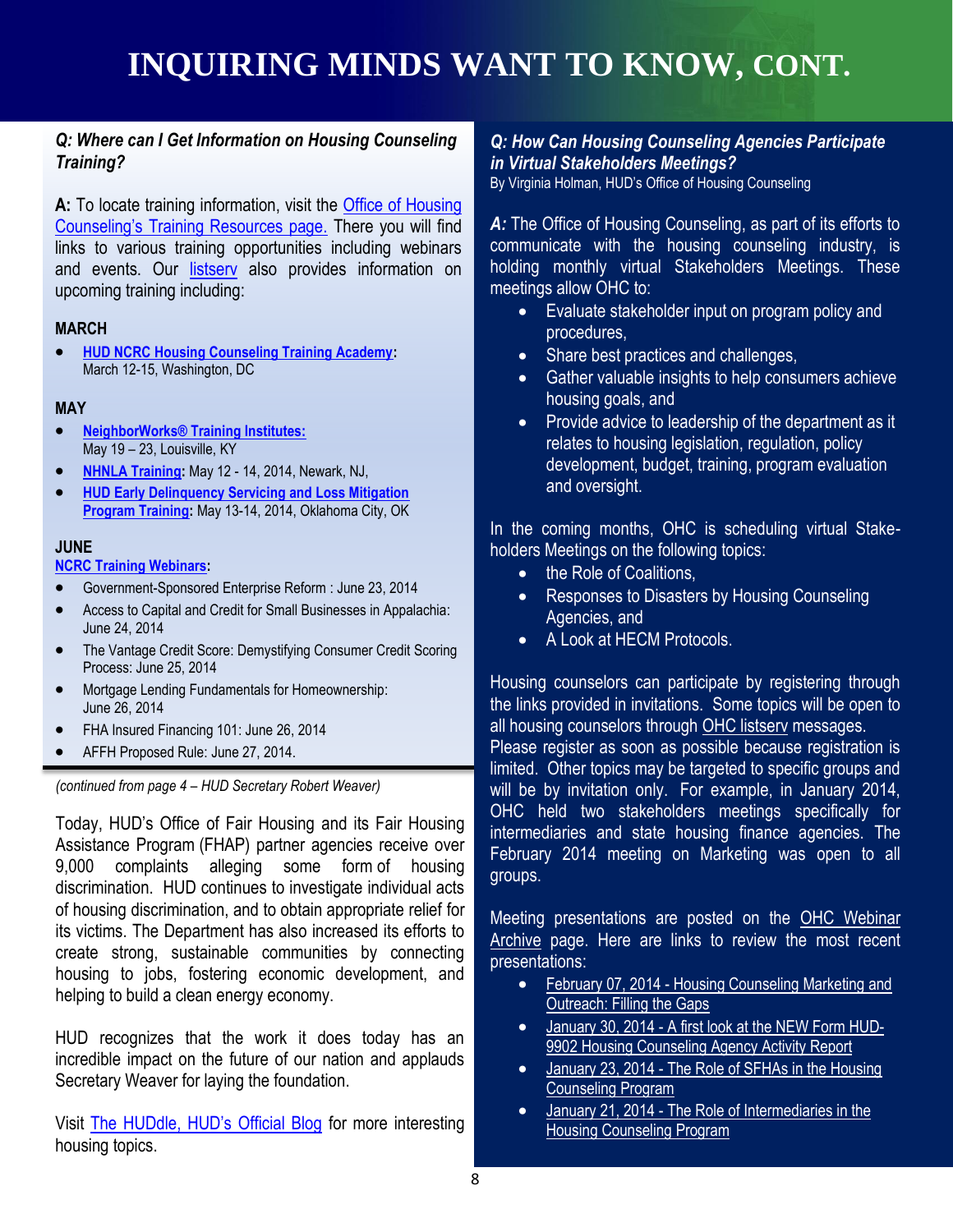# INQUIRING MINDS WANT TO KNOW, CONT.

***Q: Where can I Get Information on Housing Counseling Training?***

**A:** To locate training information, visit the Office of Housing Counseling's Training Resources page. There you will find links to various training opportunities including webinars and events. Our listserv also provides information on upcoming training including:

**MARCH**

- **HUD NCRC Housing Counseling Training Academy:** March 12-15, Washington, DC

**MAY**

- **NeighborWorks® Training Institutes:** May 19 – 23, Louisville, KY
- **NHNLA Training:** May 12 - 14, 2014, Newark, NJ,
- **HUD Early Delinquency Servicing and Loss Mitigation Program Training:** May 13-14, 2014, Oklahoma City, OK

**JUNE**

**NCRC Training Webinars:**

- Government-Sponsored Enterprise Reform : June 23, 2014
- Access to Capital and Credit for Small Businesses in Appalachia: June 24, 2014
- The Vantage Credit Score: Demystifying Consumer Credit Scoring Process: June 25, 2014
- Mortgage Lending Fundamentals for Homeownership: June 26, 2014
- FHA Insured Financing 101: June 26, 2014
- AFFH Proposed Rule: June 27, 2014.

*(continued from page 4 – HUD Secretary Robert Weaver)*

Today, HUD's Office of Fair Housing and its Fair Housing Assistance Program (FHAP) partner agencies receive over 9,000 complaints alleging some form of housing discrimination. HUD continues to investigate individual acts of housing discrimination, and to obtain appropriate relief for its victims. The Department has also increased its efforts to create strong, sustainable communities by connecting housing to jobs, fostering economic development, and helping to build a clean energy economy.

HUD recognizes that the work it does today has an incredible impact on the future of our nation and applauds Secretary Weaver for laying the foundation.

Visit The HUDdle, HUD's Official Blog for more interesting housing topics.

***Q: How Can Housing Counseling Agencies Participate in Virtual Stakeholders Meetings?***

By Virginia Holman, HUD's Office of Housing Counseling

***A:*** The Office of Housing Counseling, as part of its efforts to communicate with the housing counseling industry, is holding monthly virtual Stakeholders Meetings. These meetings allow OHC to:

- Evaluate stakeholder input on program policy and procedures,
- Share best practices and challenges,
- Gather valuable insights to help consumers achieve housing goals, and
- Provide advice to leadership of the department as it relates to housing legislation, regulation, policy development, budget, training, program evaluation and oversight.

In the coming months, OHC is scheduling virtual Stakeholders Meetings on the following topics:

- the Role of Coalitions,
- Responses to Disasters by Housing Counseling Agencies, and
- A Look at HECM Protocols.

Housing counselors can participate by registering through the links provided in invitations. Some topics will be open to all housing counselors through OHC listserv messages. Please register as soon as possible because registration is limited. Other topics may be targeted to specific groups and will be by invitation only. For example, in January 2014, OHC held two stakeholders meetings specifically for intermediaries and state housing finance agencies. The February 2014 meeting on Marketing was open to all groups.

Meeting presentations are posted on the OHC Webinar Archive page. Here are links to review the most recent presentations:

- February 07, 2014 - Housing Counseling Marketing and Outreach: Filling the Gaps
- January 30, 2014 - A first look at the NEW Form HUD-9902 Housing Counseling Agency Activity Report
- January 23, 2014 - The Role of SFHAs in the Housing Counseling Program
- January 21, 2014 - The Role of Intermediaries in the Housing Counseling Program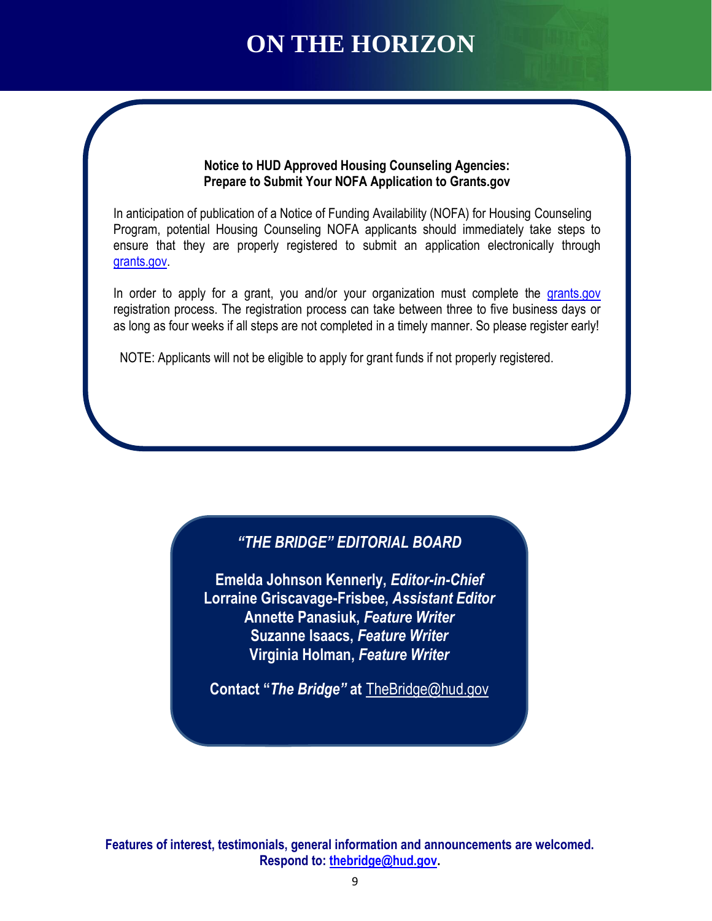# ON THE HORIZON

**Notice to HUD Approved Housing Counseling Agencies:**
**Prepare to Submit Your NOFA Application to Grants.gov**

In anticipation of publication of a Notice of Funding Availability (NOFA) for Housing Counseling Program, potential Housing Counseling NOFA applicants should immediately take steps to ensure that they are properly registered to submit an application electronically through grants.gov.

In order to apply for a grant, you and/or your organization must complete the grants.gov registration process. The registration process can take between three to five business days or as long as four weeks if all steps are not completed in a timely manner. So please register early!

NOTE: Applicants will not be eligible to apply for grant funds if not properly registered.

***"THE BRIDGE" EDITORIAL BOARD***

**Emelda Johnson Kennerly, *Editor-in-Chief***
**Lorraine Griscavage-Frisbee, *Assistant Editor***
**Annette Panasiuk, *Feature Writer***
**Suzanne Isaacs, *Feature Writer***
**Virginia Holman, *Feature Writer***

**Contact "*The Bridge"* at** TheBridge@hud.gov

**Features of interest, testimonials, general information and announcements are welcomed.**
**Respond to: thebridge@hud.gov.**